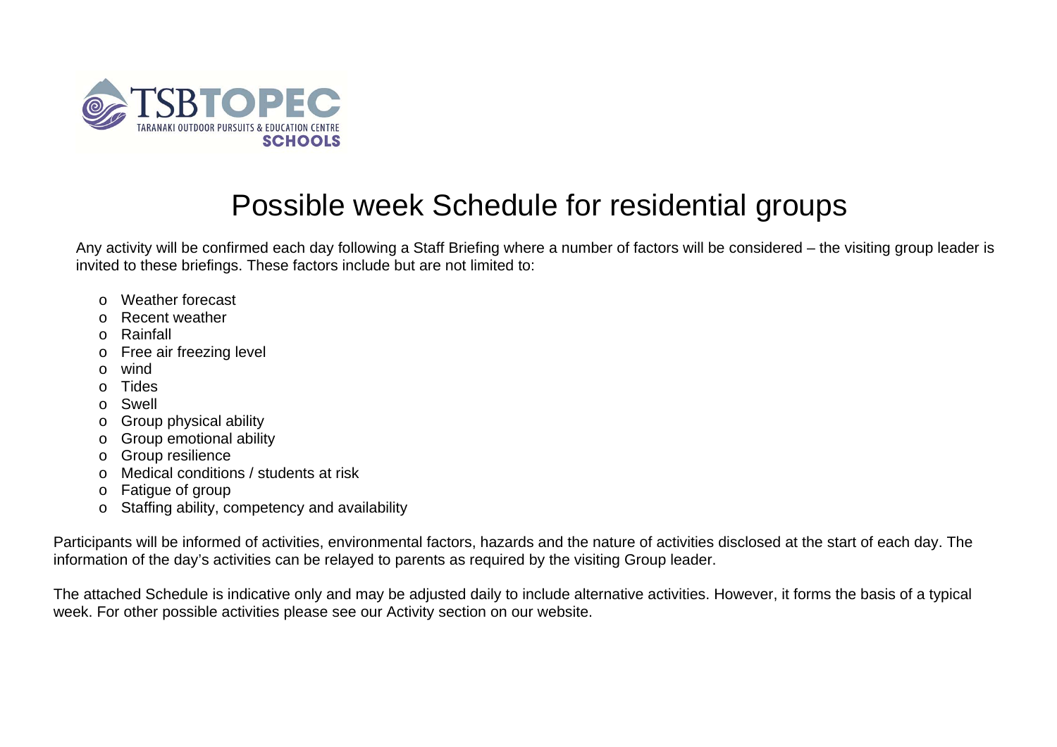TSBTOPEC
TARANAKI OUTDOOR PURSUITS & EDUCATION CENTRE
SCHOOLS

# Possible week Schedule for residential groups

Any activity will be confirmed each day following a Staff Briefing where a number of factors will be considered – the visiting group leader is invited to these briefings. These factors include but are not limited to:

- Weather forecast
- Recent weather
- Rainfall
- Free air freezing level
- wind
- Tides
- Swell
- Group physical ability
- Group emotional ability
- Group resilience
- Medical conditions / students at risk
- Fatigue of group
- Staffing ability, competency and availability

Participants will be informed of activities, environmental factors, hazards and the nature of activities disclosed at the start of each day. The information of the day's activities can be relayed to parents as required by the visiting Group leader.

The attached Schedule is indicative only and may be adjusted daily to include alternative activities. However, it forms the basis of a typical week. For other possible activities please see our Activity section on our website.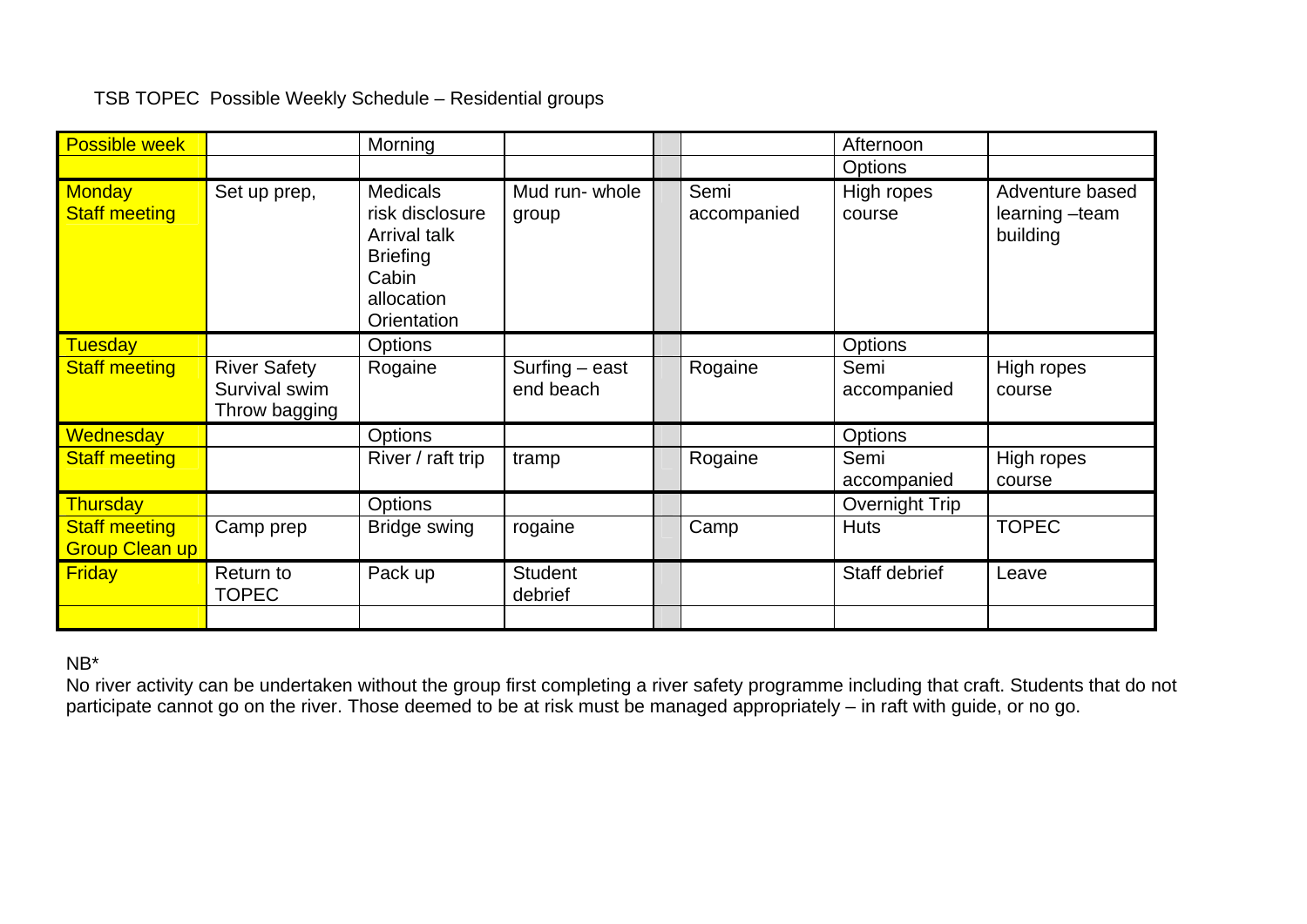TSB TOPEC Possible Weekly Schedule – Residential groups

| Possible week | | Morning | | | | Afternoon | |
|---|---|---|---|---|---|---|---|
| | | | | | | Options | |
| Monday<br>Staff meeting | Set up prep, | Medicals<br>risk disclosure<br>Arrival talk<br>Briefing<br>Cabin allocation<br>Orientation | Mud run- whole group | | Semi accompanied | High ropes course | Adventure based learning –team building |
| Tuesday | | Options | | | | Options | |
| Staff meeting | River Safety<br>Survival swim<br>Throw bagging | Rogaine | Surfing – east end beach | | Rogaine | Semi accompanied | High ropes course |
| Wednesday | | Options | | | | Options | |
| Staff meeting | | River / raft trip | tramp | | Rogaine | Semi accompanied | High ropes course |
| Thursday | | Options | | | | Overnight Trip | |
| Staff meeting<br>Group Clean up | Camp prep | Bridge swing | rogaine | | Camp | Huts | TOPEC |
| Friday | Return to TOPEC | Pack up | Student debrief | | | Staff debrief | Leave |
| | | | | | | | |

NB*
No river activity can be undertaken without the group first completing a river safety programme including that craft. Students that do not participate cannot go on the river. Those deemed to be at risk must be managed appropriately – in raft with guide, or no go.